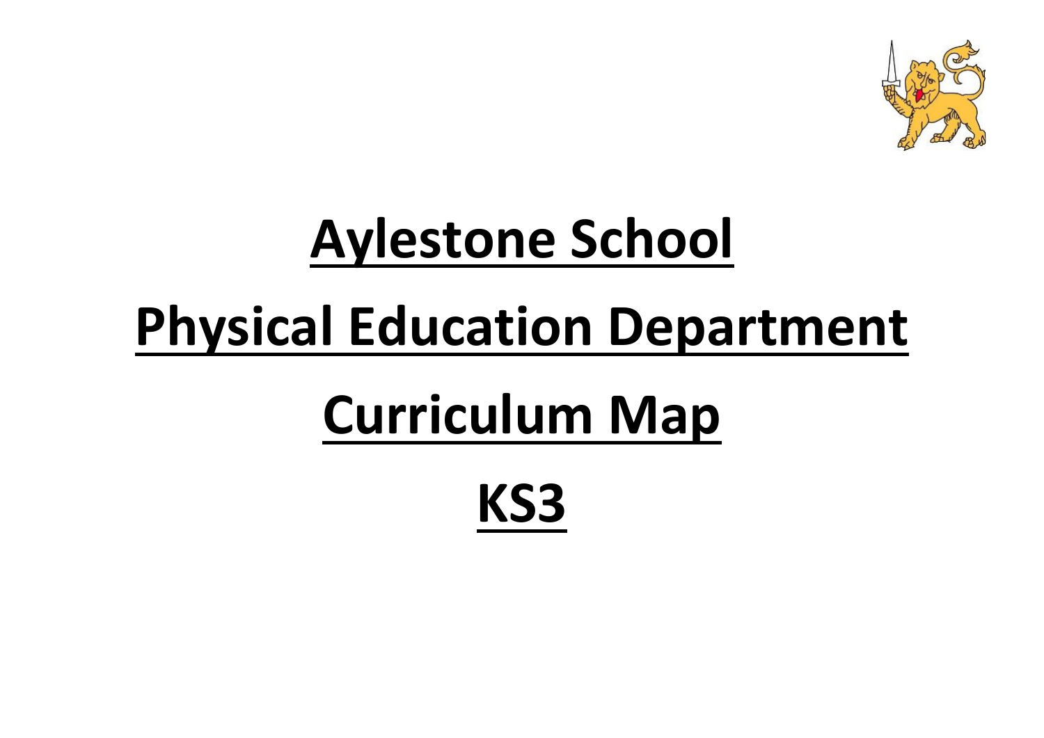# Aylestone School

# Physical Education Department

# Curriculum Map

# KS3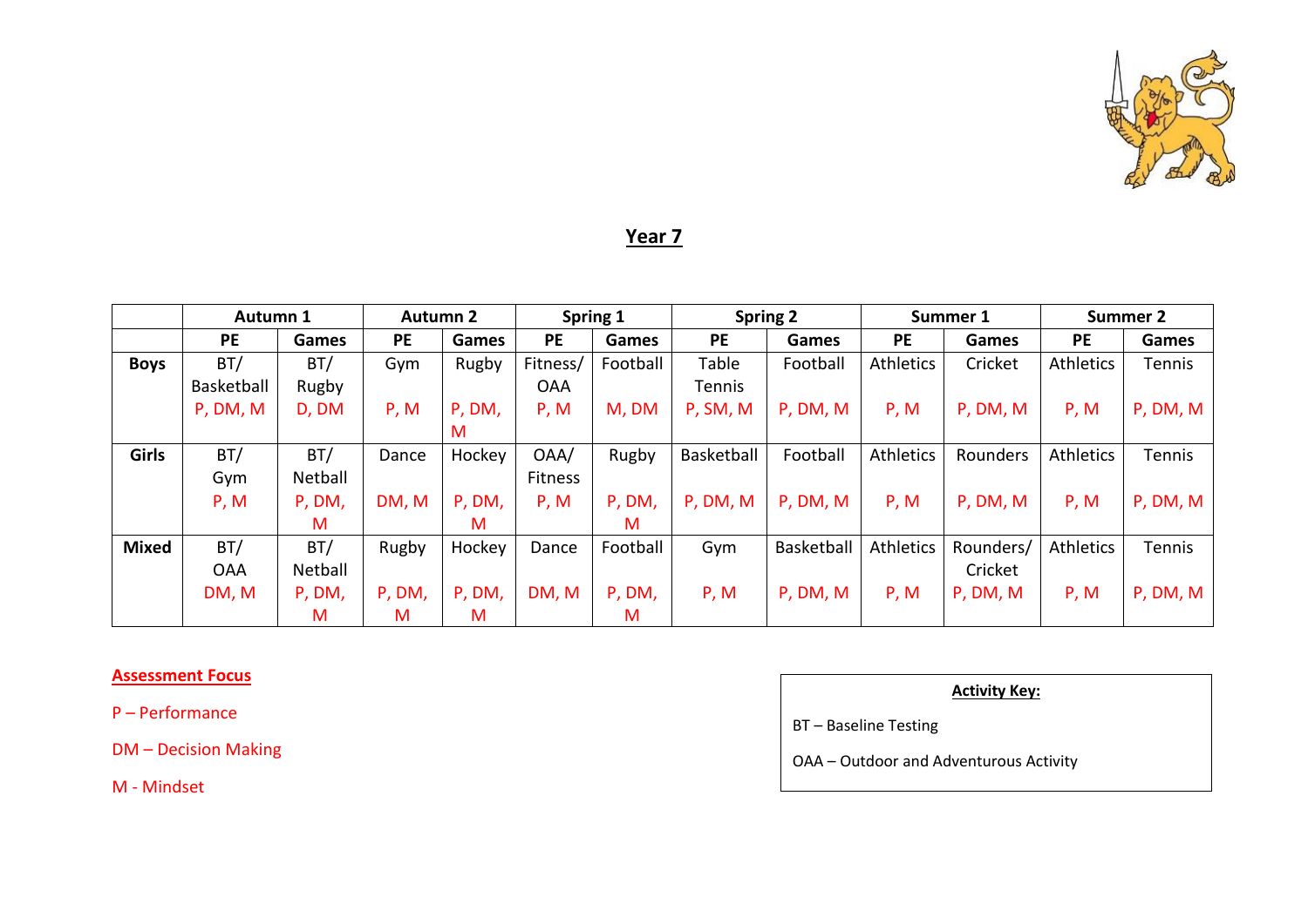# Year 7

| | Autumn 1 | | Autumn 2 | | Spring 1 | | Spring 2 | | Summer 1 | | Summer 2 | |
|---|---|---|---|---|---|---|---|---|---|---|---|---|
| | PE | Games | PE | Games | PE | Games | PE | Games | PE | Games | PE | Games |
| **Boys** | BT/ Basketball P, DM, M | BT/ Rugby D, DM | Gym P, M | Rugby P, DM, M | Fitness/ OAA P, M | Football M, DM | Table Tennis P, SM, M | Football P, DM, M | Athletics P, M | Cricket P, DM, M | Athletics P, M | Tennis P, DM, M |
| **Girls** | BT/ Gym P, M | BT/ Netball P, DM, M | Dance DM, M | Hockey P, DM, M | OAA/ Fitness P, M | Rugby P, DM, M | Basketball P, DM, M | Football P, DM, M | Athletics P, M | Rounders P, DM, M | Athletics P, M | Tennis P, DM, M |
| **Mixed** | BT/ OAA DM, M | BT/ Netball P, DM, M | Rugby P, DM, M | Hockey P, DM, M | Dance DM, M | Football P, DM, M | Gym P, M | Basketball P, DM, M | Athletics P, M | Rounders/ Cricket P, DM, M | Athletics P, M | Tennis P, DM, M |

**Assessment Focus**

P – Performance

DM – Decision Making

M - Mindset

**Activity Key:**

BT – Baseline Testing

OAA – Outdoor and Adventurous Activity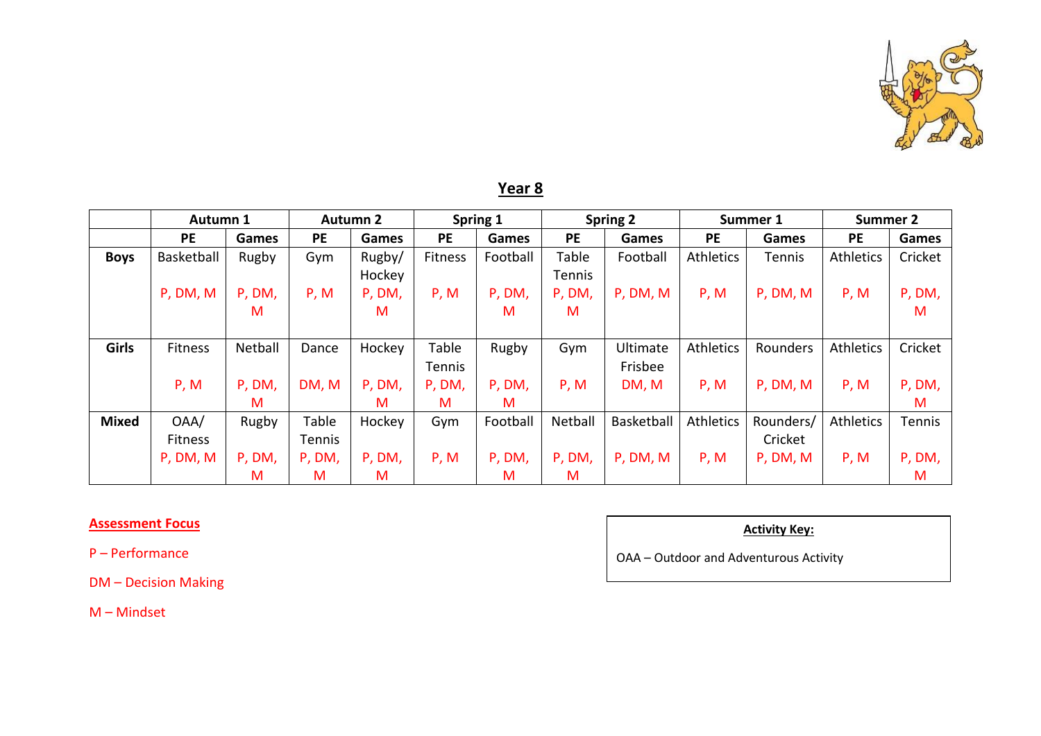## Year 8

| | Autumn 1 | | Autumn 2 | | Spring 1 | | Spring 2 | | Summer 1 | | Summer 2 | |
|---|---|---|---|---|---|---|---|---|---|---|---|---|
| | PE | Games | PE | Games | PE | Games | PE | Games | PE | Games | PE | Games |
| **Boys** | Basketball<br>P, DM, M | Rugby<br>P, DM, M | Gym<br>P, M | Rugby/ Hockey<br>P, DM, M | Fitness<br>P, M | Football<br>P, DM, M | Table Tennis<br>P, DM, M | Football<br>P, DM, M | Athletics<br>P, M | Tennis<br>P, DM, M | Athletics<br>P, M | Cricket<br>P, DM, M |
| **Girls** | Fitness<br>P, M | Netball<br>P, DM, M | Dance<br>DM, M | Hockey<br>P, DM, M | Table Tennis<br>P, DM, M | Rugby<br>P, DM, M | Gym<br>P, M | Ultimate Frisbee<br>DM, M | Athletics<br>P, M | Rounders<br>P, DM, M | Athletics<br>P, M | Cricket<br>P, DM, M |
| **Mixed** | OAA/ Fitness<br>P, DM, M | Rugby<br>P, DM, M | Table Tennis<br>P, DM, M | Hockey<br>P, DM, M | Gym<br>P, M | Football<br>P, DM, M | Netball<br>P, DM, M | Basketball<br>P, DM, M | Athletics<br>P, M | Rounders/ Cricket<br>P, DM, M | Athletics<br>P, M | Tennis<br>P, DM, M |

**Assessment Focus**

P – Performance

DM – Decision Making

M – Mindset

**Activity Key:**

OAA – Outdoor and Adventurous Activity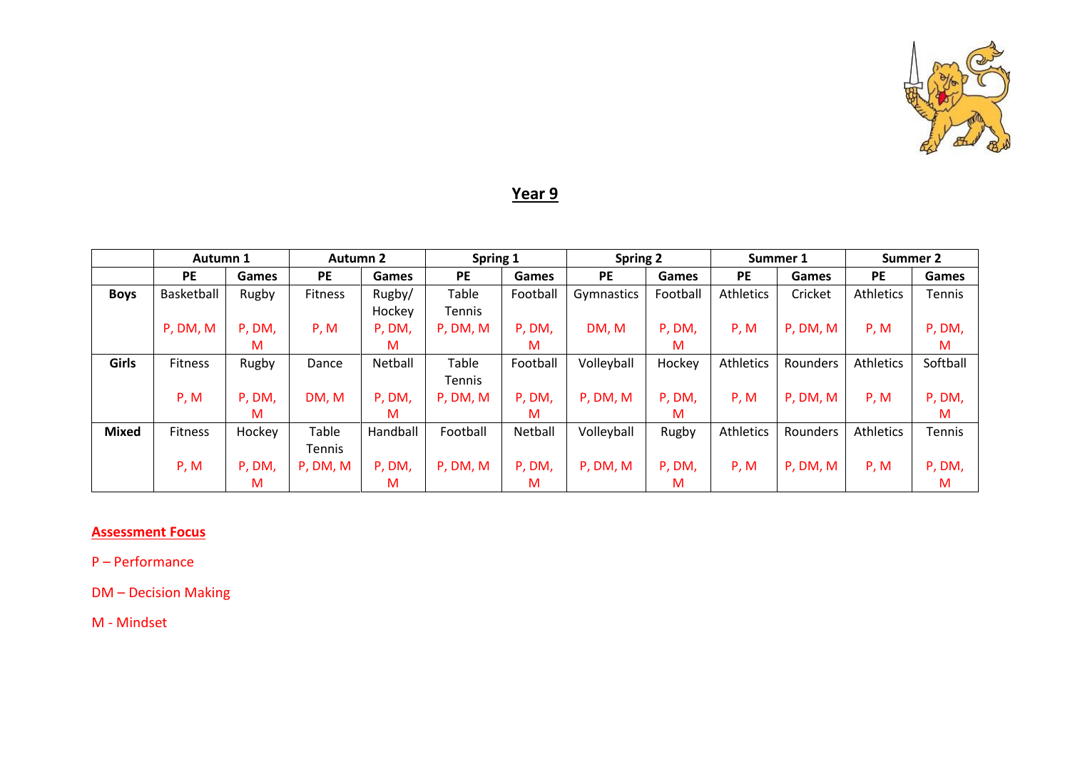## Year 9

| | Autumn 1 | | Autumn 2 | | Spring 1 | | Spring 2 | | Summer 1 | | Summer 2 | |
|---|---|---|---|---|---|---|---|---|---|---|---|---|
| | PE | Games | PE | Games | PE | Games | PE | Games | PE | Games | PE | Games |
| **Boys** | Basketball P, DM, M | Rugby P, DM, M | Fitness P, M | Rugby/ Hockey P, DM, M | Table Tennis P, DM, M | Football P, DM, M | Gymnastics DM, M | Football P, DM, M | Athletics P, M | Cricket P, DM, M | Athletics P, M | Tennis P, DM, M |
| **Girls** | Fitness P, M | Rugby P, DM, M | Dance DM, M | Netball P, DM, M | Table Tennis P, DM, M | Football P, DM, M | Volleyball P, DM, M | Hockey P, DM, M | Athletics P, M | Rounders P, DM, M | Athletics P, M | Softball P, DM, M |
| **Mixed** | Fitness P, M | Hockey P, DM, M | Table Tennis P, DM, M | Handball P, DM, M | Football P, DM, M | Netball P, DM, M | Volleyball P, DM, M | Rugby P, DM, M | Athletics P, M | Rounders P, DM, M | Athletics P, M | Tennis P, DM, M |

**Assessment Focus**

P – Performance

DM – Decision Making

M - Mindset